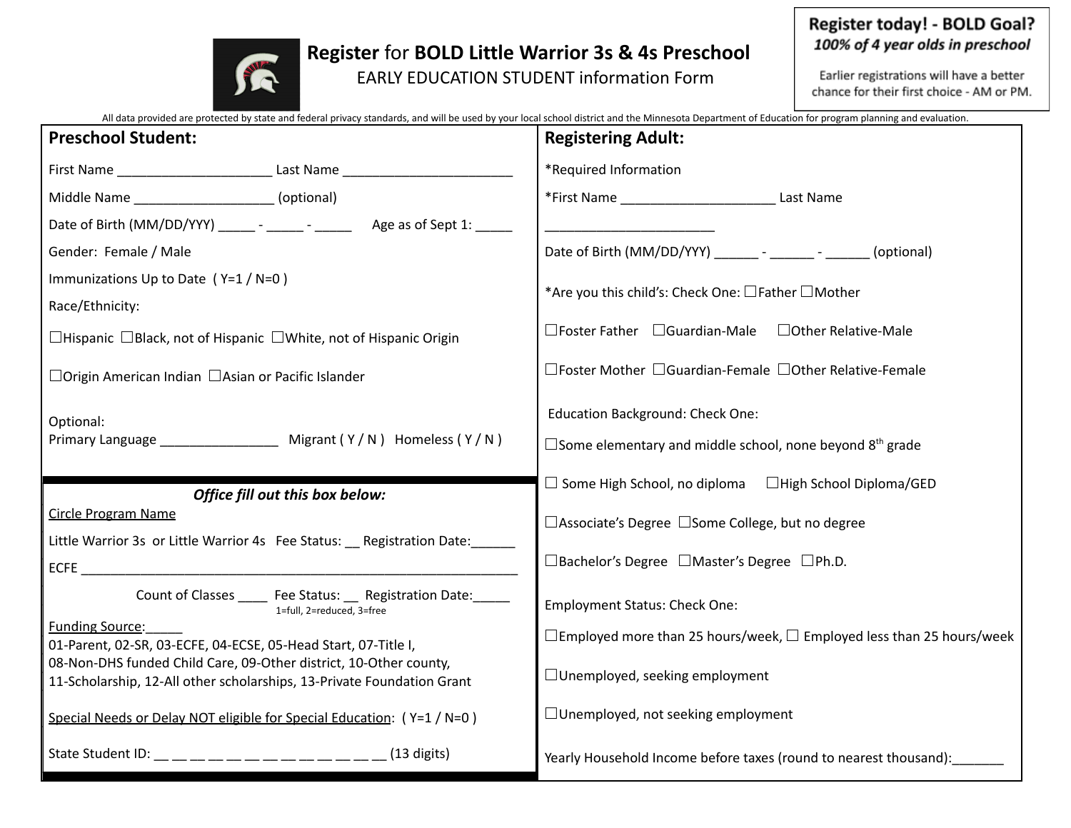# Register for **BOLD Little Warrior 3s & 4s Preschool**

EARLY EDUCATION STUDENT information Form

**Register today! - BOLD Goal?**
***100% of 4 year olds in preschool***

Earlier registrations will have a better chance for their first choice - AM or PM.

All data provided are protected by state and federal privacy standards, and will be used by your local school district and the Minnesota Department of Education for program planning and evaluation.

## Preschool Student:

First Name ____________________ Last Name ______________________

Middle Name __________________ (optional)

Date of Birth (MM/DD/YYY) _____ - _____ - _____ Age as of Sept 1: _____

Gender: Female / Male

Immunizations Up to Date ( Y=1 / N=0 )

Race/Ethnicity:

☐Hispanic ☐Black, not of Hispanic ☐White, not of Hispanic Origin

☐Origin American Indian ☐Asian or Pacific Islander

Optional:
Primary Language _______________ Migrant ( Y / N ) Homeless ( Y / N )

### *Office fill out this box below:*

Circle Program Name

Little Warrior 3s or Little Warrior 4s Fee Status: __ Registration Date:______

ECFE ___________________________________________________________

Count of Classes ____ Fee Status: __ Registration Date:_____
1=full, 2=reduced, 3=free

Funding Source:_____
01-Parent, 02-SR, 03-ECFE, 04-ECSE, 05-Head Start, 07-Title I,
08-Non-DHS funded Child Care, 09-Other district, 10-Other county,
11-Scholarship, 12-All other scholarships, 13-Private Foundation Grant

Special Needs or Delay NOT eligible for Special Education: ( Y=1 / N=0 )

State Student ID: __ __ __ __ __ __ __ __ __ __ __ __ __ (13 digits)

## Registering Adult:

*Required Information

*First Name ____________________ Last Name ______________________

Date of Birth (MM/DD/YYY) ______ - ______ - ______ (optional)

*Are you this child's: Check One: ☐Father ☐Mother

☐Foster Father ☐Guardian-Male ☐Other Relative-Male

☐Foster Mother ☐Guardian-Female ☐Other Relative-Female

Education Background: Check One:

☐Some elementary and middle school, none beyond 8th grade

☐ Some High School, no diploma ☐High School Diploma/GED

☐Associate's Degree ☐Some College, but no degree

☐Bachelor's Degree ☐Master's Degree ☐Ph.D.

Employment Status: Check One:

☐Employed more than 25 hours/week, ☐ Employed less than 25 hours/week

☐Unemployed, seeking employment

☐Unemployed, not seeking employment

Yearly Household Income before taxes (round to nearest thousand):_______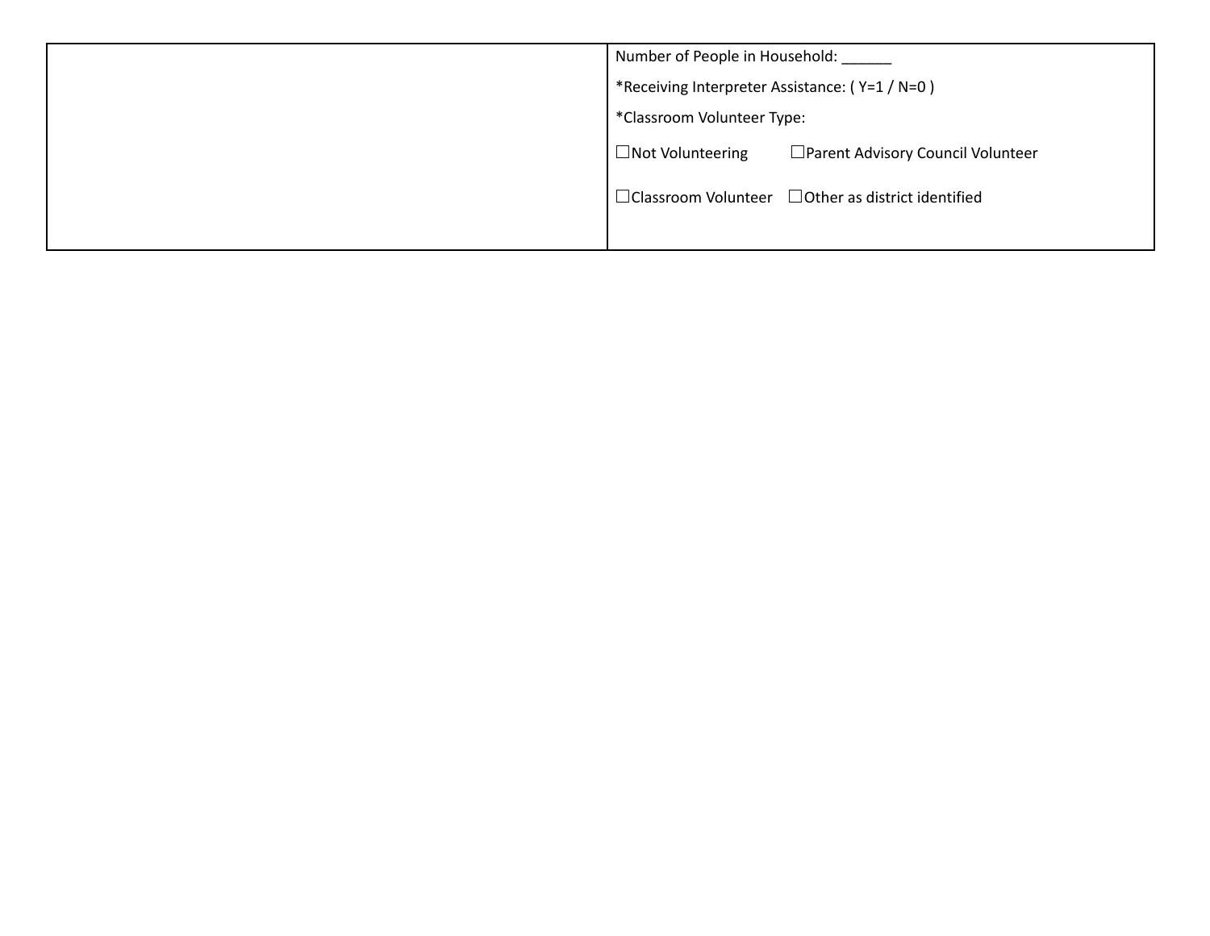| | Number of People in Household: ______<br>*Receiving Interpreter Assistance: ( Y=1 / N=0 )<br>*Classroom Volunteer Type:<br>☐Not Volunteering ☐Parent Advisory Council Volunteer<br>☐Classroom Volunteer ☐Other as district identified |
|---|---|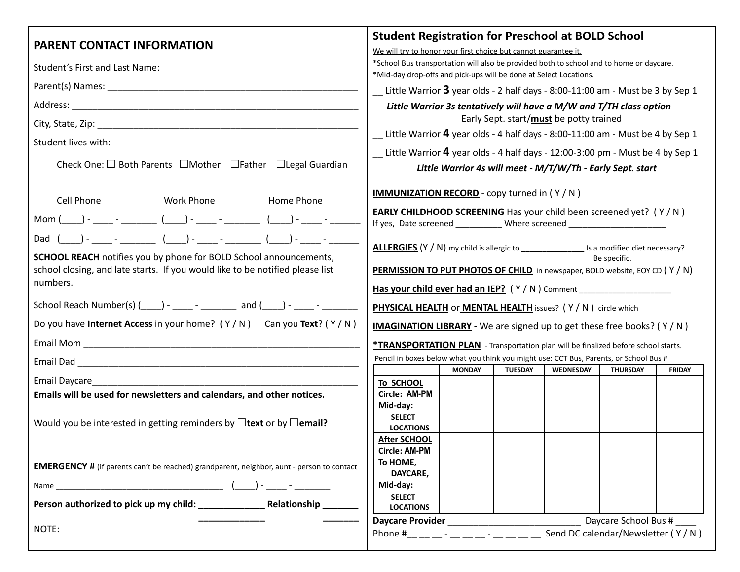## PARENT CONTACT INFORMATION

Student's First and Last Name:_______________________________________

Parent(s) Names: __________________________________________________

Address: _________________________________________________________

City, State, Zip: ___________________________________________________

Student lives with:

Check One: ☐ Both Parents ☐Mother ☐Father ☐Legal Guardian

| | Cell Phone | Work Phone | Home Phone |
|---|---|---|---|
| Mom | (____) - ____ - _______ | (____) - ____ - _______ | (____) - ____ - ______ |
| Dad | (____) - ____ - _______ | (____) - ____ - _______ | (____) - ____ - ______ |

**SCHOOL REACH** notifies you by phone for BOLD School announcements, school closing, and late starts. If you would like to be notified please list numbers.

School Reach Number(s) (____) - ____ - _______ and (____) - ____ - _______

Do you have **Internet Access** in your home? ( Y / N ) Can you **Text**? ( Y / N )

Email Mom ________________________________________________________

Email Dad _________________________________________________________

Email Daycare______________________________________________________

**Emails will be used for newsletters and calendars, and other notices.**

Would you be interested in getting reminders by ☐**text** or by ☐**email?**

**EMERGENCY #** (if parents can't be reached) grandparent, neighbor, aunt - person to contact

Name _______________________________________ (____) - ____ - _______

**Person authorized to pick up my child: _____________ Relationship _______**

**_____________ _______**

NOTE:

## Student Registration for Preschool at BOLD School

We will try to honor your first choice but cannot guarantee it.

*School Bus transportation will also be provided both to school and to home or daycare.

*Mid-day drop-offs and pick-ups will be done at Select Locations.

__ Little Warrior **3** year olds - 2 half days - 8:00-11:00 am - Must be 3 by Sep 1

***Little Warrior 3s tentatively will have a M/W and T/TH class option***

Early Sept. start/**must** be potty trained

__ Little Warrior **4** year olds - 4 half days - 8:00-11:00 am - Must be 4 by Sep 1

__ Little Warrior **4** year olds - 4 half days - 12:00-3:00 pm - Must be 4 by Sep 1

***Little Warrior 4s will meet - M/T/W/Th - Early Sept. start***

**IMMUNIZATION RECORD** - copy turned in ( Y / N )

**EARLY CHILDHOOD SCREENING** Has your child been screened yet? ( Y / N )
If yes, Date screened __________ Where screened ____________________

**ALLERGIES** (Y / N) my child is allergic to ______________ Is a modified diet necessary? Be specific.

**PERMISSION TO PUT PHOTOS OF CHILD** in newspaper, BOLD website, EOY CD ( Y / N)

**Has your child ever had an IEP?** ( Y / N ) Comment ____________________

**PHYSICAL HEALTH** or **MENTAL HEALTH** issues? ( Y / N ) circle which

**IMAGINATION LIBRARY -** We are signed up to get these free books? ( Y / N )

***TRANSPORTATION PLAN** - Transportation plan will be finalized before school starts.

Pencil in boxes below what you think you might use: CCT Bus, Parents, or School Bus #

| | MONDAY | TUESDAY | WEDNESDAY | THURSDAY | FRIDAY |
|---|---|---|---|---|---|
| **To SCHOOL** **Circle: AM-PM** **Mid-day: SELECT LOCATIONS** | | | | | |
| **After SCHOOL** **Circle: AM-PM** **To HOME, DAYCARE,** **Mid-day: SELECT LOCATIONS** | | | | | |

**Daycare Provider** _________________________ Daycare School Bus # ____

Phone #__ __ __ - __ __ __ - __ __ __ __ Send DC calendar/Newsletter ( Y / N )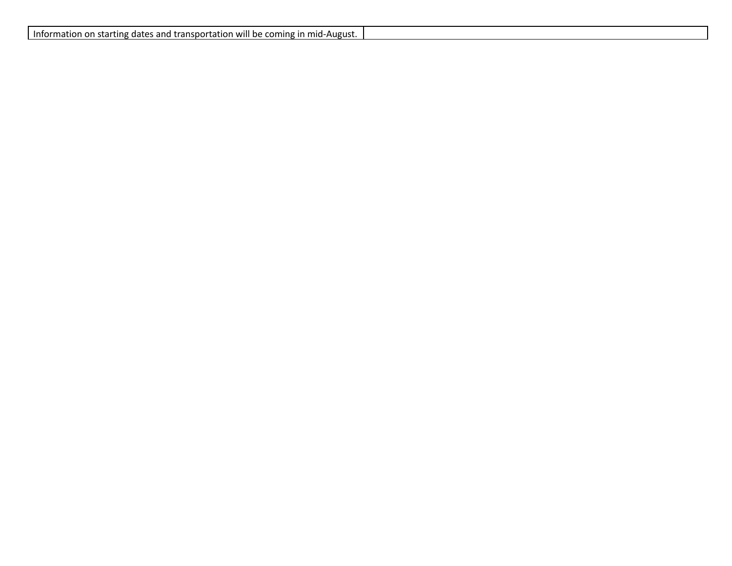| | |
|---|---|
| Information on starting dates and transportation will be coming in mid-August. | |